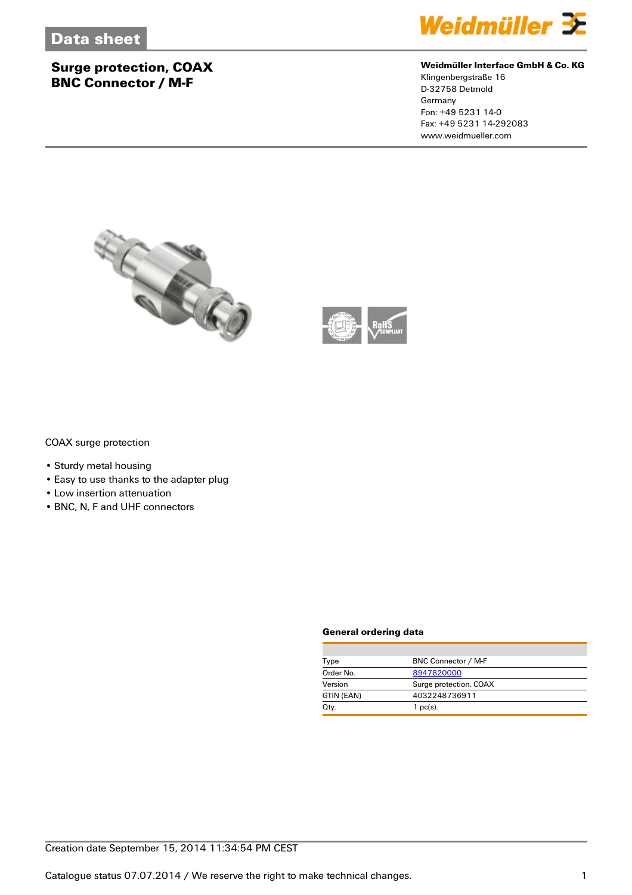Data sheet

# Surge protection, COAX BNC Connector / M-F

**Weidmüller Interface GmbH & Co. KG**
Klingenbergstraße 16
D-32758 Detmold
Germany
Fon: +49 5231 14-0
Fax: +49 5231 14-292083
www.weidmueller.com

COAX surge protection

- Sturdy metal housing
- Easy to use thanks to the adapter plug
- Low insertion attenuation
- BNC, N, F and UHF connectors

## General ordering data

| | |
|---|---|
| Type | BNC Connector / M-F |
| Order No. | 8947820000 |
| Version | Surge protection, COAX |
| GTIN (EAN) | 4032248736911 |
| Qty. | 1 pc(s). |

Creation date September 15, 2014 11:34:54 PM CEST

Catalogue status 07.07.2014 / We reserve the right to make technical changes.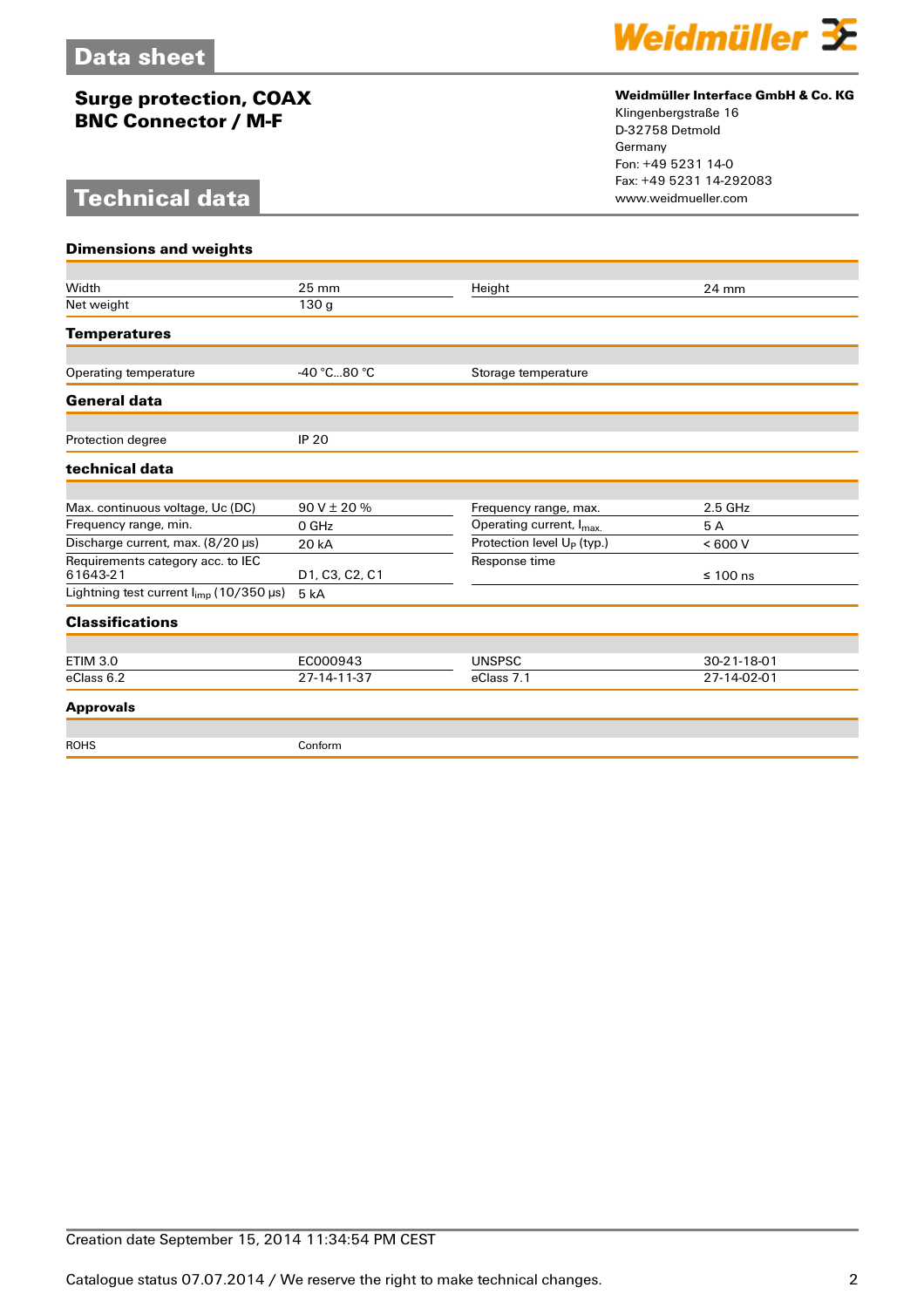# Data sheet

**Surge protection, COAX BNC Connector / M-F**

**Weidmüller Interface GmbH & Co. KG**
Klingenbergstraße 16
D-32758 Detmold
Germany
Fon: +49 5231 14-0
Fax: +49 5231 14-292083
www.weidmueller.com

## Technical data

### Dimensions and weights

| | | | |
|---|---|---|---|
| Width | 25 mm | Height | 24 mm |
| Net weight | 130 g | | |

### Temperatures

| | | | |
|---|---|---|---|
| Operating temperature | -40 °C...80 °C | Storage temperature | |

### General data

| | |
|---|---|
| Protection degree | IP 20 |

### technical data

| | | | |
|---|---|---|---|
| Max. continuous voltage, Uc (DC) | 90 V ± 20 % | Frequency range, max. | 2.5 GHz |
| Frequency range, min. | 0 GHz | Operating current, $I_{max.}$ | 5 A |
| Discharge current, max. (8/20 µs) | 20 kA | Protection level $U_P$ (typ.) | < 600 V |
| Requirements category acc. to IEC 61643-21 | D1, C3, C2, C1 | Response time | ≤ 100 ns |
| Lightning test current $I_{imp}$ (10/350 µs) | 5 kA | | |

### Classifications

| | | | |
|---|---|---|---|
| ETIM 3.0 | EC000943 | UNSPSC | 30-21-18-01 |
| eClass 6.2 | 27-14-11-37 | eClass 7.1 | 27-14-02-01 |

### Approvals

| | |
|---|---|
| ROHS | Conform |

Creation date September 15, 2014 11:34:54 PM CEST

Catalogue status 07.07.2014 / We reserve the right to make technical changes.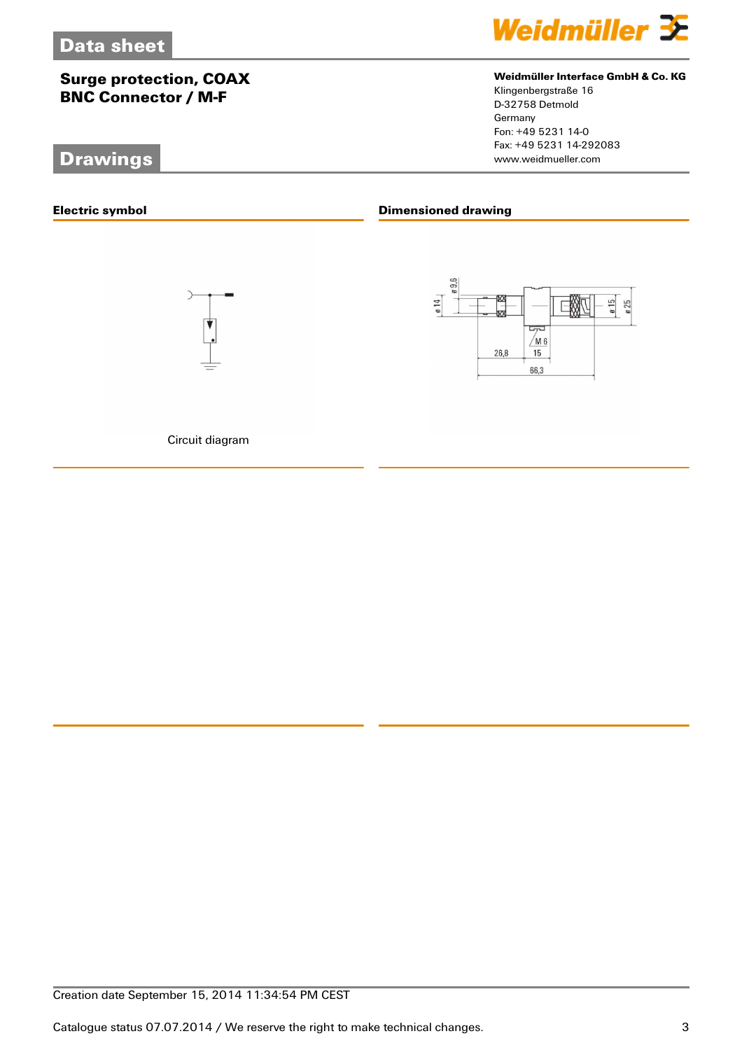# Data sheet

## Surge protection, COAX BNC Connector / M-F

**Weidmüller Interface GmbH & Co. KG**
Klingenbergstraße 16
D-32758 Detmold
Germany
Fon: +49 5231 14-0
Fax: +49 5231 14-292083
www.weidmueller.com

# Drawings

### Electric symbol

Circuit diagram

### Dimensioned drawing

Creation date September 15, 2014 11:34:54 PM CEST

Catalogue status 07.07.2014 / We reserve the right to make technical changes.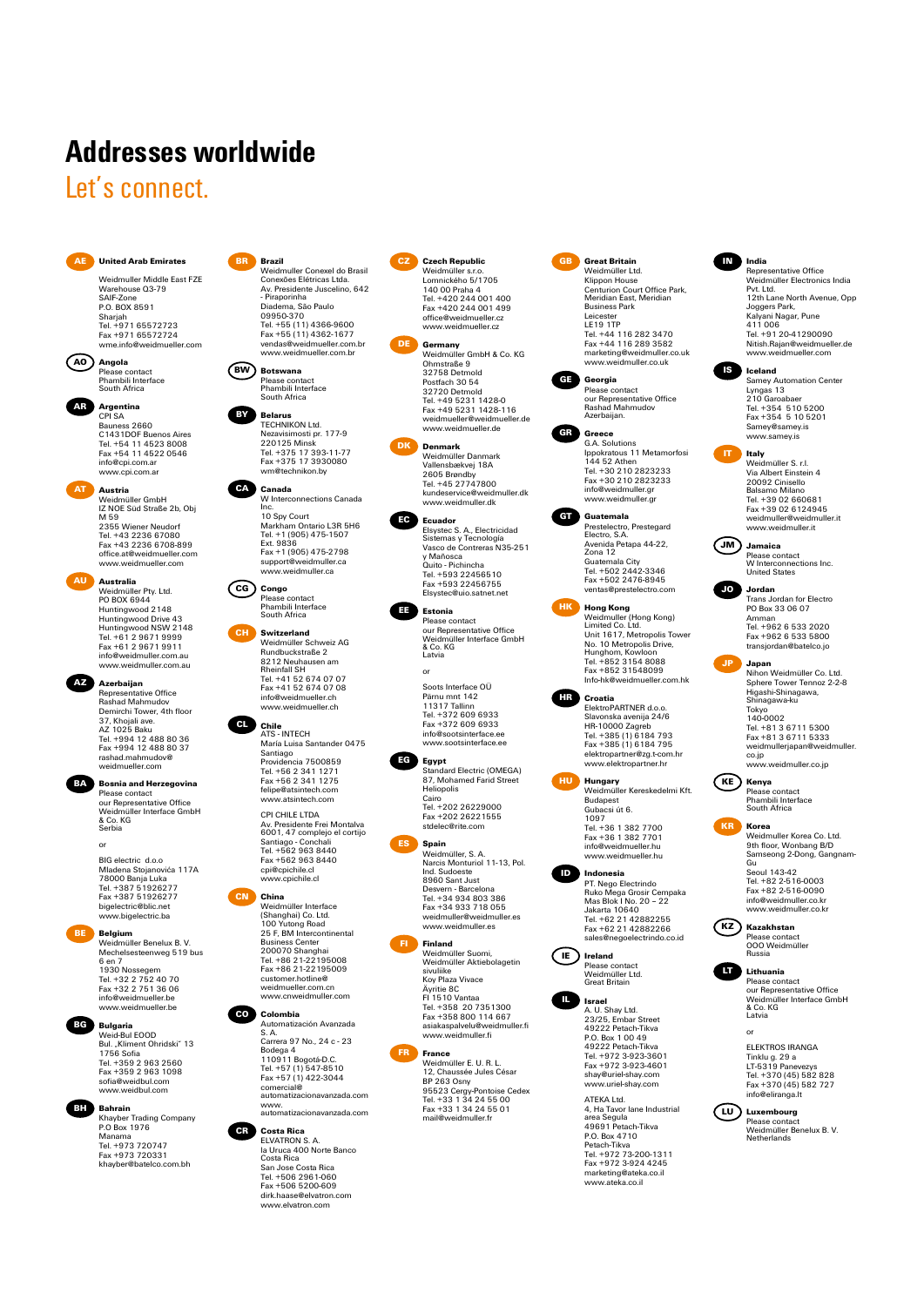# Addresses worldwide

## Let´s connect.

**AE United Arab Emirates**
Weidmuller Middle East FZE
Warehouse Q3-79
SAIF-Zone
P.O. BOX 8591
Sharjah
Tel. +971 65572723
Fax +971 65572724
wme.info@weidmueller.com

**AO Angola**
Please contact
Phambili Interface
South Africa

**AR Argentina**
CPI SA
Bauness 2660
C1431DOF Buenos Aires
Tel. +54 11 4523 8008
Fax +54 11 4522 0546
info@cpi.com.ar
www.cpi.com.ar

**AT Austria**
Weidmüller GmbH
IZ NOE Süd Straße 2b, Obj M 59
2355 Wiener Neudorf
Tel. +43 2236 67080
Fax +43 2236 6708-899
office.at@weidmueller.com
www.weidmueller.com

**AU Australia**
Weidmüller Pty. Ltd.
PO BOX 6944
Huntingwood 2148
Huntingwood Drive 43
Huntingwood NSW 2148
Tel. +61 2 9671 9999
Fax +61 2 9671 9911
info@weidmuller.com.au
www.weidmuller.com.au

**AZ Azerbaijan**
Representative Office
Rashad Mahmudov
Demirchi Tower, 4th floor
37, Khojali ave.
AZ 1025 Baku
Tel. +994 12 488 80 36
Fax +994 12 488 80 37
rashad.mahmudov@weidmueller.com

**BA Bosnia and Herzegovina**
Please contact
our Representative Office
Weidmüller Interface GmbH & Co. KG
Serbia

or

BIG electric d.o.o
Mladena Stojanovića 117A
78000 Banja Luka
Tel. +387 51926277
Fax +387 51926277
bigelectric@blic.net
www.bigelectric.ba

**BE Belgium**
Weidmüller Benelux B. V.
Mechelsesteenweg 519 bus 6 en 7
1930 Nossegem
Tel. +32 2 752 40 70
Fax +32 2 751 36 06
info@weidmueller.be
www.weidmueller.be

**BG Bulgaria**
Weid-Bul EOOD
Bul. „Kliment Ohridski" 13
1756 Sofia
Tel. +359 2 963 2560
Fax +359 2 963 1098
sofia@weidbul.com
www.weidbul.com

**BH Bahrain**
Khayber Trading Company
P.O Box 1976
Manama
Tel. +973 720747
Fax +973 720331
khayber@batelco.com.bh

**BR Brazil**
Weidmuller Conexel do Brasil Conexões Elétricas Ltda.
Av. Presidente Juscelino, 642 - Piraporinha
Diadema, São Paulo
09950-370
Tel. +55 (11) 4366-9600
Fax +55 (11) 4362-1677
vendas@weidmuller.com.br
www.weidmuller.com.br

**BW Botswana**
Please contact
Phambili Interface
South Africa

**BY Belarus**
TECHNIKON Ltd.
Nezavisimosti pr. 177-9
220125 Minsk
Tel. +375 17 393-11-77
Fax +375 17 3930080
wm@technikon.by

**CA Canada**
W Interconnections Canada Inc.
10 Spy Court
Markham Ontario L3R 5H6
Tel. +1 (905) 475-1507
Ext. 9836
Fax +1 (905) 475-2798
support@weidmuller.ca
www.weidmuller.ca

**CG Congo**
Please contact
Phambili Interface
South Africa

**CH Switzerland**
Weidmüller Schweiz AG
Rundbuckstraße 2
8212 Neuhausen am Rheinfall SH
Tel. +41 52 674 07 07
Fax +41 52 674 07 08
info@weidmueller.ch
www.weidmueller.ch

**CL Chile**
ATS - INTECH
María Luisa Santander 0475
Santiago
Providencia 7500859
Tel. +56 2 341 1271
Fax +56 2 341 1275
felipe@atsintech.com
www.atsintech.com

CPI CHILE LTDA
Av. Presidente Frei Montalva 6001, 47 complejo el cortijo
Santiago - Conchali
Tel. +562 963 8440
Fax +562 963 8440
cpi@cpichile.cl
www.cpichile.cl

**CN China**
Weidmüller Interface (Shanghai) Co. Ltd.
100 Yutong Road
25 F, BM Intercontinental Business Center
200070 Shanghai
Tel. +86 21-22195008
Fax +86 21-22195009
customer.hotline@weidmueller.com.cn
www.cnweidmueller.com

**CO Colombia**
Automatización Avanzada S. A.
Carrera 97 No., 24 c - 23 Bodega 4
110911 Bogotá-D.C.
Tel. +57 (1) 547-8510
Fax +57 (1) 422-3044
comercial@automatizacionavanzada.com
www.automatizacionavanzada.com

**CR Costa Rica**
ELVATRON S. A.
la Uruca 400 Norte Banco Costa Rica
San Jose Costa Rica
Tel. +506 2961-060
Fax +506 5200-609
dirk.haase@elvatron.com
www.elvatron.com

**CZ Czech Republic**
Weidmüller s.r.o.
Lomnického 5/1705
140 00 Praha 4
Tel. +420 244 001 400
Fax +420 244 001 499
office@weidmueller.cz
www.weidmueller.cz

**DE Germany**
Weidmüller GmbH & Co. KG
Ohmstraße 9
32758 Detmold
Postfach 30 54
32720 Detmold
Tel. +49 5231 1428-0
Fax +49 5231 1428-116
weidmueller@weidmueller.de
www.weidmueller.de

**DK Denmark**
Weidmüller Danmark
Vallensbækvej 18A
2605 Brøndby
Tel. +45 27747800
kundeservice@weidmuller.dk
www.weidmuller.dk

**EC Ecuador**
Elsystec S. A., Electricidad Sistemas y Tecnología
Vasco de Contreras N35-251 y Mañosca
Quito - Pichincha
Tel. +593 22456510
Fax +593 22456755
Elsystec@uio.satnet.net

**EE Estonia**
Please contact
our Representative Office
Weidmüller Interface GmbH & Co. KG
Latvia

or

Soots Interface OÜ
Pärnu mnt 142
11317 Tallinn
Tel. +372 609 6933
Fax +372 609 6933
info@sootsinterface.ee
www.sootsinterface.ee

**EG Egypt**
Standard Electric (OMEGA)
87, Mohamed Farid Street
Heliopolis
Cairo
Tel. +202 26229000
Fax +202 26221555
stdelec@rite.com

**ES Spain**
Weidmüller, S. A.
Narcís Monturiol 11-13, Pol. Ind. Sudoeste
8960 Sant Just
Desvern - Barcelona
Tel. +34 934 803 386
Fax +34 933 718 055
weidmuller@weidmuller.es
www.weidmuller.es

**FI Finland**
Weidmüller Suomi, Weidmüller Aktiebolagetin sivuliike
Koy Plaza Vivace
Äyritie 8C
FI 1510 Vantaa
Tel. +358 20 7351300
Fax +358 800 114 667
asiakaspalvelu@weidmuller.fi
www.weidmuller.fi

**FR France**
Weidmüller E. U. R. L.
12, Chaussée Jules César
BP 263 Osny
95523 Cergy-Pontoise Cedex
Tel. +33 1 34 24 55 00
Fax +33 1 34 24 55 01
mail@weidmuller.fr

**GB Great Britain**
Weidmüller Ltd.
Klippon House
Centurion Court Office Park, Meridian East, Meridian Business Park
Leicester
LE19 1TP
Tel. +44 116 282 3470
Fax +44 116 289 3582
marketing@weidmuller.co.uk
www.weidmuller.co.uk

**GE Georgia**
Please contact
our Representative Office
Rashad Mahmudov
Azerbaijan.

**GR Greece**
G.A. Solutions
Ippokratous 11 Metamorfosi
144 52 Athen
Tel. +30 210 2823233
Fax +30 210 2823233
info@weidmuller.gr
www.weidmuller.gr

**GT Guatemala**
Prestelectro, Prestegard Electro, S.A.
Avenida Petapa 44-22, Zona 12
Guatemala City
Tel. +502 2442-3346
Fax +502 2476-8945
ventas@prestelectro.com

**HK Hong Kong**
Weidmüller (Hong Kong) Limited Co. Ltd.
Unit 1617, Metropolis Tower
No. 10 Metropolis Drive, Hunghom, Kowloon
Tel. +852 3154 8088
Fax +852 31548099
Info-hk@weidmueller.com.hk

**HR Croatia**
ElektroPARTNER d.o.o.
Slavonska avenija 24/6
HR-10000 Zagreb
Tel. +385 (1) 6184 793
Fax +385 (1) 6184 795
elektropartner@zg.t-com.hr
www.elektropartner.hr

**HU Hungary**
Weidmüller Kereskedelmi Kft.
Budapest
Gubacsi út 6.
1097
Tel. +36 1 382 7700
Fax +36 1 382 7701
info@weidmueller.hu
www.weidmueller.hu

**ID Indonesia**
PT. Nego Electrindo
Ruko Mega Grosir Cempaka Mas Blok I No. 20 – 22
Jakarta 10640
Tel. +62 21 42882255
Fax +62 21 42882266
sales@negoelectrindo.co.id

**IE Ireland**
Please contact
Weidmüller Ltd.
Great Britain

**IL Israel**
A. U. Shay Ltd.
23/25, Embar Street
49222 Petach-Tikva
P.O. Box 1 00 49
49222 Petach-Tikva
Tel. +972 3-923-3601
Fax +972 3-923-4601
shay@uriel-shay.com
www.uriel-shay.com

ATEKA Ltd.
4, Ha Tavor lane Industrial area Segula
49691 Petach-Tikva
P.O. Box 4710
Petach-Tikva
Tel. +972 73-200-1311
Fax +972 3-924 4245
marketing@ateka.co.il
www.ateka.co.il

**IN India**
Representative Office
Weidmüller Electronics India Pvt. Ltd.
12th Lane North Avenue, Opp Joggers Park,
Kalyani Nagar, Pune
411 006
Tel. +91 20-41290090
Nitish.Rajan@weidmueller.de
www.weidmueller.com

**IS Iceland**
Samey Automation Center
Lyngas 13
210 Garoabaer
Tel. +354 510 5200
Fax +354 5 10 5201
Samey@samey.is
www.samey.is

**IT Italy**
Weidmüller S. r.l.
Via Albert Einstein 4
20092 Cinisello
Balsamo Milano
Tel. +39 02 660681
Fax +39 02 6124945
weidmuller@weidmuller.it
www.weidmuller.it

**JM Jamaica**
Please contact
W Interconnections Inc.
United States

**JO Jordan**
Trans Jordan for Electro
PO Box 33 06 07
Amman
Tel. +962 6 533 2020
Fax +962 6 533 5800
transjordan@batelco.jo

**JP Japan**
Nihon Weidmüller Co. Ltd.
Sphere Tower Tennoz 2-2-8 Higashi-Shinagawa,
Shinagawa-ku
Tokyo
140-0002
Tel. +81 3 6711 5300
Fax +81 3 6711 5333
weidmullerjapan@weidmuller.co.jp
www.weidmuller.co.jp

**KE Kenya**
Please contact
Phambili Interface
South Africa

**KR Korea**
Weidmuller Korea Co. Ltd.
9th floor, Wonbang B/D
Samseong 2-Dong, Gangnam-Gu
Seoul 143-42
Tel. +82 2-516-0003
Fax +82 2-516-0090
info@weidmuller.co.kr
www.weidmuller.co.kr

**KZ Kazakhstan**
Please contact
OOO Weidmüller
Russia

**LT Lithuania**
Please contact
our Representative Office
Weidmüller Interface GmbH & Co. KG
Latvia

or

ELEKTROS IRANGA
Tinklu g. 29 a
LT-5319 Panevezys
Tel. +370 (45) 582 828
Fax +370 (45) 582 727
info@eliranga.lt

**LU Luxembourg**
Please contact
Weidmüller Benelux B. V.
Netherlands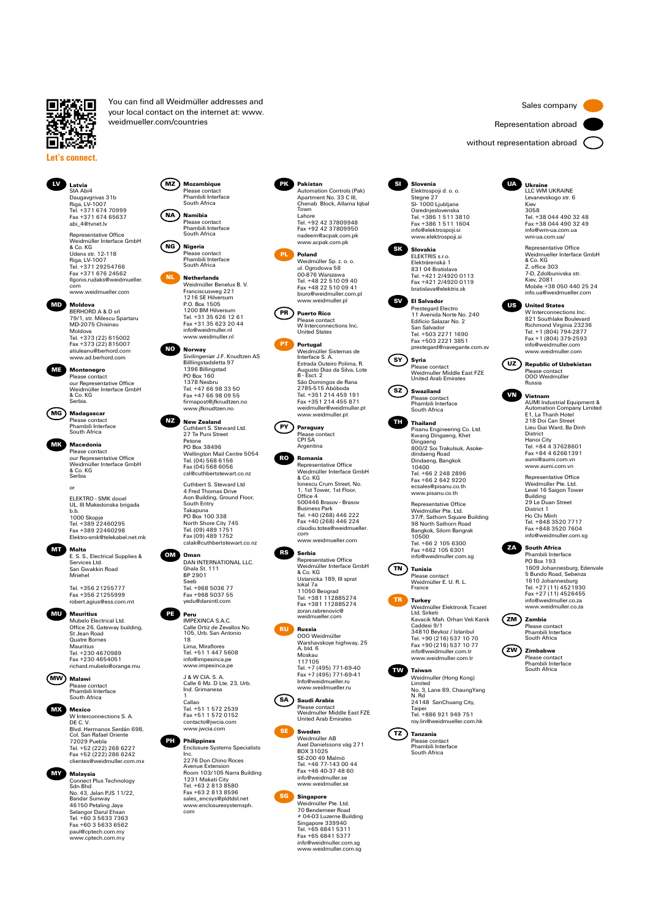You can find all Weidmüller addresses and your local contact on the internet at: www.weidmueller.com/countries

Let's connect.

Sales company

Representation abroad

without representation abroad

**LV Latvia**
SIA Abi4
Daugavgrivas 31b
Riga, LV-1007
Tel. +371 674 70999
Fax +371 674 65637
abi_4@tvnet.lv

Representative Office
Weidmüller Interface GmbH & Co. KG
Udens str. 12-118
Riga, LV-1007
Tel. +371 29254766
Fax +371 676 24562
Ilgonis.rudaks@weidmueller.com
www.weidmueller.com

**MD Moldova**
BERHORD A & D srl
79/1, str. Milescu Spartaru
MD-2075 Chisinau
Moldova
Tel. +373 (22) 815002
Fax +373 (22) 815007
atiuleanu@berhord.com
www.ad.berhord.com

**ME Montenegro**
Please contact our Representative Office Weidmüller Interface GmbH & Co. KG
Serbia.

**MG Madagascar**
Please contact
Phambili Interface
South Africa

**MK Macedonia**
Please contact our Representative Office Weidmüller Interface GmbH & Co. KG
Serbia

or

ELEKTRO - SMK dooel
UL. III Makedonska brigada b.b.
1000 Skopje
Tel. +389 22460295
Fax +389 22460298
Elektro-smk@telekabel.net.mk

**MT Malta**
E. S. S., Electrical Supplies & Services Ltd.
San Gwakkin Road
Mriehel

Tel. +356 21255777
Fax +356 21255999
robert.agius@ess.com.mt

**MU Mauritius**
Mubelo Electrical Ltd.
Office 26, Gateway building, St Jean Road
Quatre Bornes
Mauritius
Tel. +230 4670989
Fax +230 4654051
richard.mubelo@orange.mu

**MW Malawi**
Please contact
Phambili Interface
South Africa

**MX Mexico**
W Interconnections S. A. DE C. V.
Blvd. Hermanos Serdán 698, Col. San Rafael Oriente
72029 Puebla
Tel. +52 (222) 268 6227
Fax +52 (222) 286 6242
clientes@weidmuller.com.mx

**MY Malaysia**
Connect Plus Technology Sdn Bhd
No. 43, Jalan PJS 11/22, Bandar Sunway
46150 Petaling Jaya
Selangor Darul Ehsan
Tel. +60 3 5633 7363
Fax +60 3 5633 6562
paul@cptech.com.my
www.cptech.com.my

**MZ Mozambique**
Please contact
Phambili Interface
South Africa

**NA Namibia**
Please contact
Phambili Interface
South Africa

**NG Nigeria**
Please contact
Phambili Interface
South Africa

**NL Netherlands**
Weidmüller Benelux B. V.
Franciscusweg 221
1216 SE Hilversum
P.O. Box 1505
1200 BM Hilversum
Tel. +31 35 626 12 61
Fax +31 35 623 20 44
info@weidmuller.nl
www.weidmuller.nl

**NO Norway**
Sivilingeniør J.F. Knudtzen AS
Billingstadsletta 97
1396 Billingstad
PO Box 160
1378 Nesbru
Tel. +47 66 98 33 50
Fax +47 66 98 09 55
firmapost@jfknudtzen.no
www.jfknudtzen.no

**NZ New Zealand**
Cuthbert S. Steward Ltd.
27 Te Puni Street
Petone
PO Box 38496
Wellington Mail Centre 5054
Tel. (04) 568 6156
Fax (04) 568 6056
csl@cuthbertstewart.co.nz

Cuthbert S. Steward Ltd
4 Fred Thomas Drive
Aon Building, Ground Floor, South Entry
Takapuna
PO Box 100 338
North Shore City 745
Tel. (09) 489 1751
Fax (09) 489 1752
cslak@cuthbertstewart.co.nz

**OM Oman**
DAN INTERNATIONAL LLC.
Ghala St. 111
BP 2901
Seeb
Tel. +968 5036 77
Fax +968 5037 55
yedu@danintl.com

**PE Peru**
IMPEXINCA S.A.C.
Calle Ortiz de Zevallos No. 105, Urb. San Antonio
18
Lima, Miraflores
Tel. +51 1 447 5608
info@impexinca.pe
www.impexinca.pe

J & W CIA. S. A.
Calle 6 Mz. D Lte. 23, Urb. Ind. Grimanesa
1
Callao
Tel. +51 1 572 2539
Fax +51 1 572 0152
contacto@jwcia.com
www.jwcia.com

**PH Philippines**
Enclosure Systems Specialists Inc.
2276 Don Chino Roces Avenue Extension
Room 103/105 Narra Building
1231 Makati City
Tel. +63 2 813 8580
Fax +63 2 813 8596
sales_encsys@pldtdsl.net
www.enclosuresystemsph.com

**PK Pakistan**
Automation Controls (Pak)
Apartment No. 33 C III, Chenab Block, Allama Iqbal Town
Lahore
Tel. +92 42 37809948
Fax +92 42 37809950
nadeem@acpak.com.pk
www.acpak.com.pk

**PL Poland**
Weidmüller Sp. z. o. o.
ul. Ogrodowa 58
00-876 Warszawa
Tel. +48 22 510 09 40
Fax +48 22 510 09 41
biuro@weidmuller.com.pl
www.weidmuller.pl

**PR Puerto Rico**
Please contact
W Interconnections Inc.
United States

**PT Portugal**
Weidmüller Sistemas de Interface S. A.
Estrada Outeiro Polima, R. Augusto Dias da Silva, Lote B - Esct. 2
São Domingos de Rana
2785-515 Abóboda
Tel. +351 214 459 191
Fax +351 214 455 871
weidmuller@weidmuller.pt
www.weidmuller.pt

**PY Paraguay**
Please contact
CPI SA
Argentina

**RO Romania**
Representative Office
Weidmüller Interface GmbH & Co. KG
Ionescu Crum Street, No. 1, 1st Tower, 1st Floor, Office 4
500446 Brasov - Brasov Business Park
Tel. +40 (268) 446 222
Fax +40 (268) 446 224
claudiu.totea@weidmueller.com
www.weidmueller.com

**RS Serbia**
Representative Office
Weidmüller Interface GmbH & Co. KG
Ustanicka 189, III sprat lokal 7a
11050 Beograd
Tel. +381 112885274
Fax +381 112885274
zoran.rabrenovic@weidmueller.com

**RU Russia**
OOO Weidmüller
Warshavskoye highway, 25 A, bld. 6
Moskau
117105
Tel. +7 (495) 771-69-40
Fax +7 (495) 771-69-41
Info@weidmueller.ru
www.weidmueller.ru

**SA Saudi Arabia**
Please contact
Weidmüller Middle East FZE
United Arab Emirates

**SE Sweden**
Weidmüller AB
Axel Danielssons väg 271
BOX 31025
SE-200 49 Malmö
Tel. +46 77-143 00 44
Fax +46 40-37 48 60
info@weidmuller.se
www.weidmuller.se

**SG Singapore**
Weidmüller Pte. Ltd.
70 Bendemeer Road
# 04-03 Luzerne Building
Singapore 339940
Tel. +65 6841 5311
Fax +65 6841 5377
info@weidmuller.com.sg
www.weidmuller.com.sg

**SI Slovenia**
Elektrospoji d. o. o.
Stegne 27
SI- 1000 Ljubljana
Osrednjeslovenska
Tel. +386 1 511 3810
Fax +386 1 511 1604
info@elektrospoji.si
www.elektrospoji.si

**SK Slovakia**
ELEKTRIS s.r.o.
Elektrárenská 1
831 04 Bratislava
Tel. +421 2/4920 0113
Fax +421 2/4920 0119
bratislava@elektris.sk

**SV El Salvador**
Prestegard Electro
11 Avenida Norte No. 240
Edificio Salazar No. 2
San Salvador
Tel. +503 2271 1690
Fax +503 2221 3851
prestegard@navegante.com.sv

**SY Syria**
Please contact
Weidmüller Middle East FZE
United Arab Emirates

**SZ Swaziland**
Please contact
Phambili Interface
South Africa

**TH Thailand**
Pisanu Engineering Co. Ltd.
Kwang Dingaeng, Khet Dingaeng
800/2 Soi Trakulsuk, Asoke-dindaeng Road
Dindaeng, Bangkok
10400
Tel. +66 2 248 2896
Fax +66 2 642 9220
ecsales@pisanu.co.th
www.pisanu.co.th

Representative Office
Weidmüller Pte. Ltd.
37/F, Sathorn Square Building
98 North Sathorn Road
Bangkok, Silom Bangrak
10500
Tel. +66 2 105 6300
Fax +662 105 6301
info@weidmuller.com.sg

**TN Tunisia**
Please contact
Weidmüller E. U. R. L.
France

**TR Turkey**
Weidmüller Elektronik Ticaret Ltd. Sirketi
Kavacik Mah. Orhan Veli Kanik Caddesi 9/1
34810 Beykoz / Istanbul
Tel. +90 (216) 537 10 70
Fax +90 (216) 537 10 77
info@weidmuller.com.tr
www.weidmuller.com.tr

**TW Taiwan**
Weidmuller (Hong Kong) Limited
No. 3, Lane 89, ChaungYang N. Rd.
24148 SanChuang City, Taipei
Tel. +886 921 949 751
roy.lin@weidmuller.com.hk

**TZ Tanzania**
Please contact
Phambili Interface
South Africa

**UA Ukraine**
LLC WM UKRAINE
Levanevskogo str. 6
Kiev
3058
Tel. +38 044 490 32 48
Fax +38 044 490 32 49
info@wm-ua.com.ua
wm-ua.com.ua/

Representative Office
Weidmueller Interface GmbH & Co. KG
Z, office 303
7-D, Zdolbunivska str.
Kiev, 2081
Mobile +38 050 440 25 24
info.ua@weidmueller.com

**US United States**
W Interconnections Inc.
821 Southlake Boulevard
Richmond Virginia 23236
Tel. +1 (804) 794-2877
Fax +1 (804) 379-2593
info@weidmuller.com
www.weidmuller.com

**UZ Republic of Uzbekistan**
Please contact
OOO Weidmüller
Russia

**VN Vietnam**
AUMI Industrial Equipment & Automation Company Limited
E1, La Thanh Hotel
218 Doi Can Street
Lieu Giai Ward, Ba Dinh District
Hanoi City
Tel. +84 4 37628601
Fax +84 4 62661391
aumi@aumi.com.vn
www.aumi.com.vn

Representative Office
Weidmüller Pte. Ltd.
Level 16 Saigon Tower Building
29 Le Duan Street
District 1
Ho Chi Minh
Tel. +848 3520 7717
Fax +848 3520 7604
info@weidmuller.com.sg

**ZA South Africa**
Phambili Interface
PO Box 193
1609 Johannesburg, Edenvale
5 Bundo Road, Sebenza
1610 Johannesburg
Tel. +27 (11) 4521930
Fax +27 (11) 4526455
info@weidmuller.co.za
www.weidmuller.co.za

**ZM Zambia**
Please contact
Phambili Interface
South Africa

**ZW Zimbabwe**
Please contact
Phambili Interface
South Africa